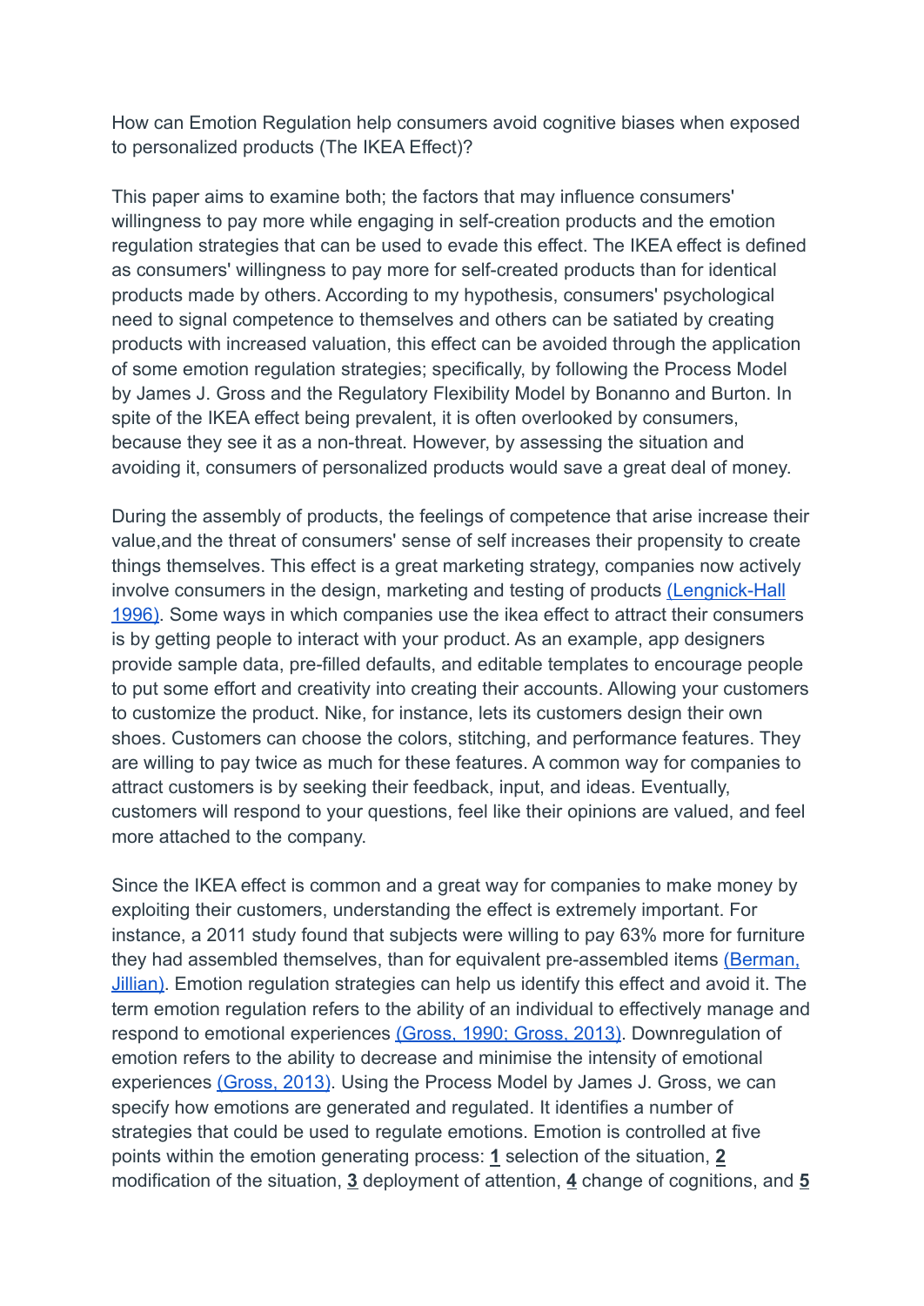How can Emotion Regulation help consumers avoid cognitive biases when exposed to personalized products (The IKEA Effect)?

This paper aims to examine both; the factors that may influence consumers' willingness to pay more while engaging in self-creation products and the emotion regulation strategies that can be used to evade this effect. The IKEA effect is defined as consumers' willingness to pay more for self-created products than for identical products made by others. According to my hypothesis, consumers' psychological need to signal competence to themselves and others can be satiated by creating products with increased valuation, this effect can be avoided through the application of some emotion regulation strategies; specifically, by following the Process Model by James J. Gross and the Regulatory Flexibility Model by Bonanno and Burton. In spite of the IKEA effect being prevalent, it is often overlooked by consumers, because they see it as a non-threat. However, by assessing the situation and avoiding it, consumers of personalized products would save a great deal of money.

During the assembly of products, the feelings of competence that arise increase their value,and the threat of consumers' sense of self increases their propensity to create things themselves. This effect is a great marketing strategy, companies now actively involve consumers in the design, marketing and testing of products (Lengnick-Hall 1996). Some ways in which companies use the ikea effect to attract their consumers is by getting people to interact with your product. As an example, app designers provide sample data, pre-filled defaults, and editable templates to encourage people to put some effort and creativity into creating their accounts. Allowing your customers to customize the product. Nike, for instance, lets its customers design their own shoes. Customers can choose the colors, stitching, and performance features. They are willing to pay twice as much for these features. A common way for companies to attract customers is by seeking their feedback, input, and ideas. Eventually, customers will respond to your questions, feel like their opinions are valued, and feel more attached to the company.

Since the IKEA effect is common and a great way for companies to make money by exploiting their customers, understanding the effect is extremely important. For instance, a 2011 study found that subjects were willing to pay 63% more for furniture they had assembled themselves, than for equivalent pre-assembled items (Berman, Jillian). Emotion regulation strategies can help us identify this effect and avoid it. The term emotion regulation refers to the ability of an individual to effectively manage and respond to emotional experiences (Gross, 1990; Gross, 2013). Downregulation of emotion refers to the ability to decrease and minimise the intensity of emotional experiences (Gross, 2013). Using the Process Model by James J. Gross, we can specify how emotions are generated and regulated. It identifies a number of strategies that could be used to regulate emotions. Emotion is controlled at five points within the emotion generating process: **1** selection of the situation, **2** modification of the situation, **3** deployment of attention, **4** change of cognitions, and **5**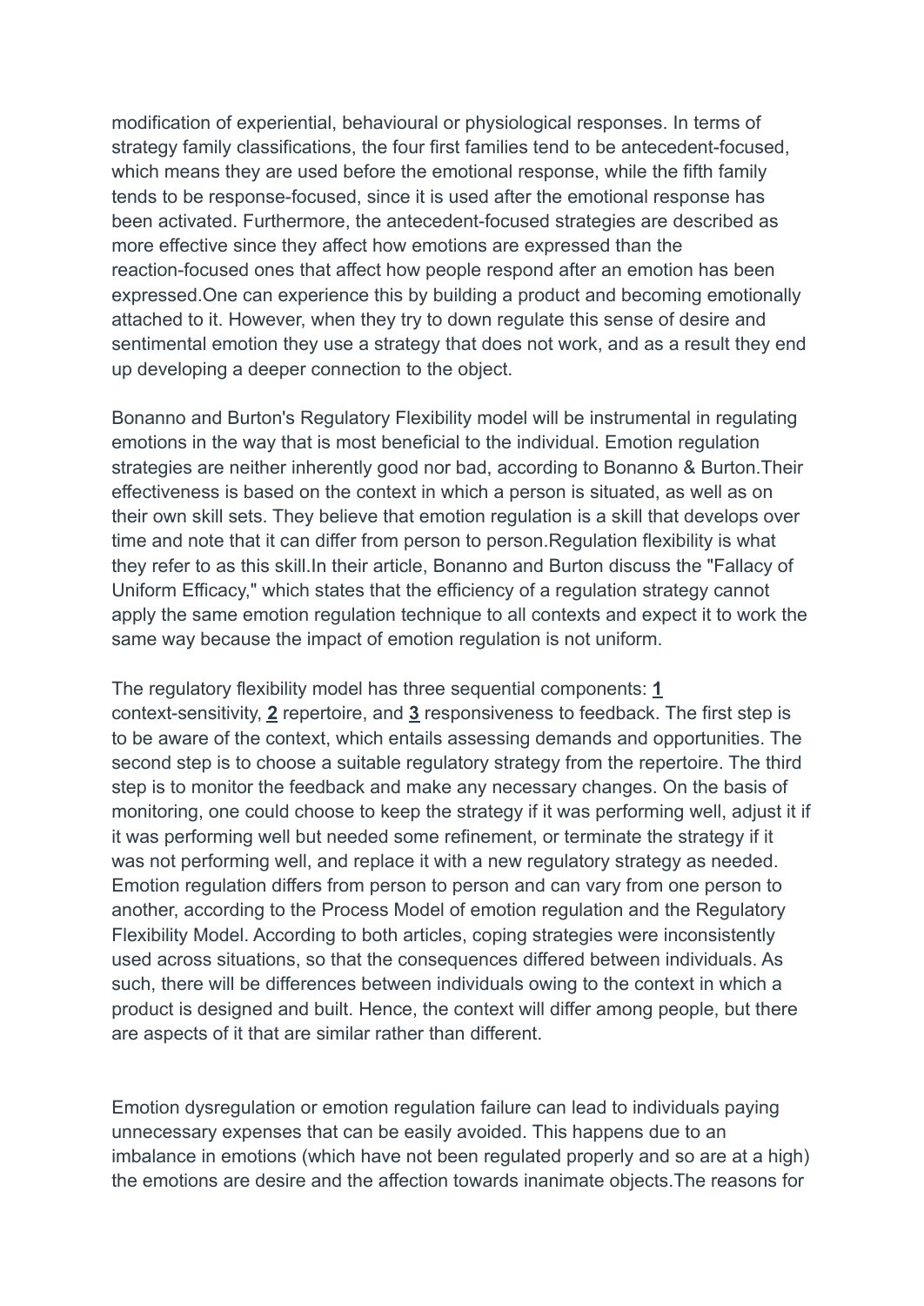modification of experiential, behavioural or physiological responses. In terms of strategy family classifications, the four first families tend to be antecedent-focused, which means they are used before the emotional response, while the fifth family tends to be response-focused, since it is used after the emotional response has been activated. Furthermore, the antecedent-focused strategies are described as more effective since they affect how emotions are expressed than the reaction-focused ones that affect how people respond after an emotion has been expressed.One can experience this by building a product and becoming emotionally attached to it. However, when they try to down regulate this sense of desire and sentimental emotion they use a strategy that does not work, and as a result they end up developing a deeper connection to the object.

Bonanno and Burton's Regulatory Flexibility model will be instrumental in regulating emotions in the way that is most beneficial to the individual. Emotion regulation strategies are neither inherently good nor bad, according to Bonanno & Burton.Their effectiveness is based on the context in which a person is situated, as well as on their own skill sets. They believe that emotion regulation is a skill that develops over time and note that it can differ from person to person.Regulation flexibility is what they refer to as this skill.In their article, Bonanno and Burton discuss the "Fallacy of Uniform Efficacy," which states that the efficiency of a regulation strategy cannot apply the same emotion regulation technique to all contexts and expect it to work the same way because the impact of emotion regulation is not uniform.

The regulatory flexibility model has three sequential components: **1** context-sensitivity, **2** repertoire, and **3** responsiveness to feedback. The first step is to be aware of the context, which entails assessing demands and opportunities. The second step is to choose a suitable regulatory strategy from the repertoire. The third step is to monitor the feedback and make any necessary changes. On the basis of monitoring, one could choose to keep the strategy if it was performing well, adjust it if it was performing well but needed some refinement, or terminate the strategy if it was not performing well, and replace it with a new regulatory strategy as needed. Emotion regulation differs from person to person and can vary from one person to another, according to the Process Model of emotion regulation and the Regulatory Flexibility Model. According to both articles, coping strategies were inconsistently used across situations, so that the consequences differed between individuals. As such, there will be differences between individuals owing to the context in which a product is designed and built. Hence, the context will differ among people, but there are aspects of it that are similar rather than different.

Emotion dysregulation or emotion regulation failure can lead to individuals paying unnecessary expenses that can be easily avoided. This happens due to an imbalance in emotions (which have not been regulated properly and so are at a high) the emotions are desire and the affection towards inanimate objects.The reasons for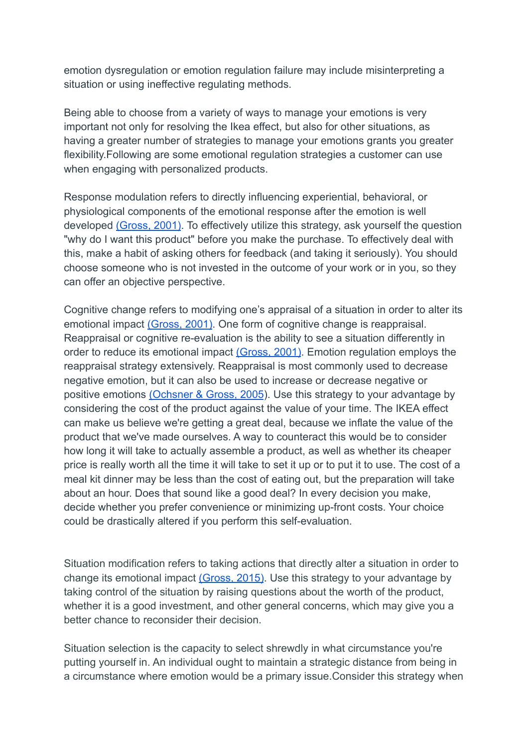emotion dysregulation or emotion regulation failure may include misinterpreting a situation or using ineffective regulating methods.

Being able to choose from a variety of ways to manage your emotions is very important not only for resolving the Ikea effect, but also for other situations, as having a greater number of strategies to manage your emotions grants you greater flexibility.Following are some emotional regulation strategies a customer can use when engaging with personalized products.

Response modulation refers to directly influencing experiential, behavioral, or physiological components of the emotional response after the emotion is well developed (Gross, 2001). To effectively utilize this strategy, ask yourself the question "why do I want this product" before you make the purchase. To effectively deal with this, make a habit of asking others for feedback (and taking it seriously). You should choose someone who is not invested in the outcome of your work or in you, so they can offer an objective perspective.

Cognitive change refers to modifying one's appraisal of a situation in order to alter its emotional impact (Gross, 2001). One form of cognitive change is reappraisal. Reappraisal or cognitive re-evaluation is the ability to see a situation differently in order to reduce its emotional impact (Gross, 2001). Emotion regulation employs the reappraisal strategy extensively. Reappraisal is most commonly used to decrease negative emotion, but it can also be used to increase or decrease negative or positive emotions (Ochsner & Gross, 2005). Use this strategy to your advantage by considering the cost of the product against the value of your time. The IKEA effect can make us believe we're getting a great deal, because we inflate the value of the product that we've made ourselves. A way to counteract this would be to consider how long it will take to actually assemble a product, as well as whether its cheaper price is really worth all the time it will take to set it up or to put it to use. The cost of a meal kit dinner may be less than the cost of eating out, but the preparation will take about an hour. Does that sound like a good deal? In every decision you make, decide whether you prefer convenience or minimizing up-front costs. Your choice could be drastically altered if you perform this self-evaluation.

Situation modification refers to taking actions that directly alter a situation in order to change its emotional impact (Gross, 2015). Use this strategy to your advantage by taking control of the situation by raising questions about the worth of the product, whether it is a good investment, and other general concerns, which may give you a better chance to reconsider their decision.

Situation selection is the capacity to select shrewdly in what circumstance you're putting yourself in. An individual ought to maintain a strategic distance from being in a circumstance where emotion would be a primary issue.Consider this strategy when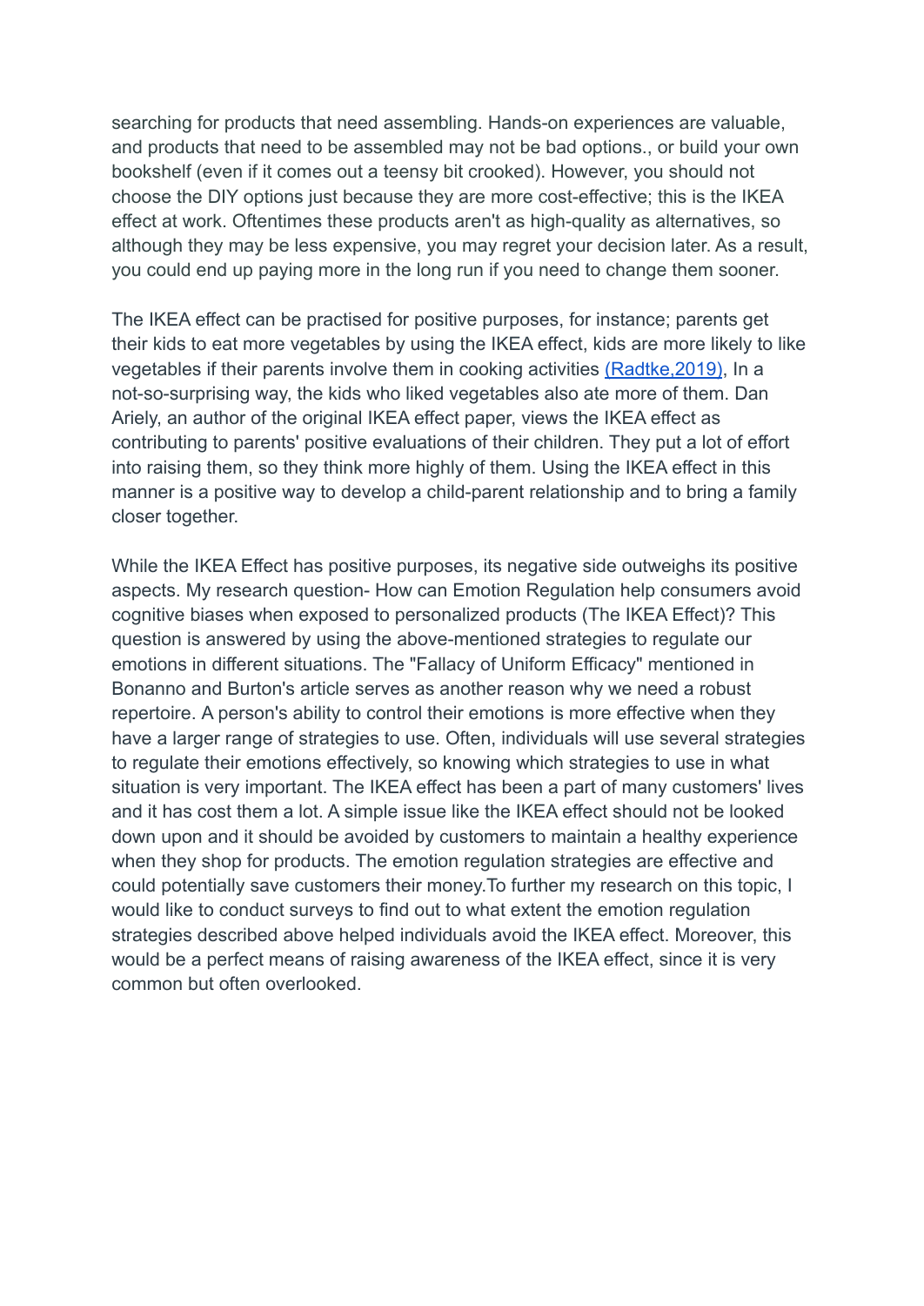searching for products that need assembling. Hands-on experiences are valuable, and products that need to be assembled may not be bad options., or build your own bookshelf (even if it comes out a teensy bit crooked). However, you should not choose the DIY options just because they are more cost-effective; this is the IKEA effect at work. Oftentimes these products aren't as high-quality as alternatives, so although they may be less expensive, you may regret your decision later. As a result, you could end up paying more in the long run if you need to change them sooner.

The IKEA effect can be practised for positive purposes, for instance; parents get their kids to eat more vegetables by using the IKEA effect, kids are more likely to like vegetables if their parents involve them in cooking activities (Radtke,2019), In a not-so-surprising way, the kids who liked vegetables also ate more of them. Dan Ariely, an author of the original IKEA effect paper, views the IKEA effect as contributing to parents' positive evaluations of their children. They put a lot of effort into raising them, so they think more highly of them. Using the IKEA effect in this manner is a positive way to develop a child-parent relationship and to bring a family closer together.

While the IKEA Effect has positive purposes, its negative side outweighs its positive aspects. My research question- How can Emotion Regulation help consumers avoid cognitive biases when exposed to personalized products (The IKEA Effect)? This question is answered by using the above-mentioned strategies to regulate our emotions in different situations. The "Fallacy of Uniform Efficacy" mentioned in Bonanno and Burton's article serves as another reason why we need a robust repertoire. A person's ability to control their emotions is more effective when they have a larger range of strategies to use. Often, individuals will use several strategies to regulate their emotions effectively, so knowing which strategies to use in what situation is very important. The IKEA effect has been a part of many customers' lives and it has cost them a lot. A simple issue like the IKEA effect should not be looked down upon and it should be avoided by customers to maintain a healthy experience when they shop for products. The emotion regulation strategies are effective and could potentially save customers their money.To further my research on this topic, I would like to conduct surveys to find out to what extent the emotion regulation strategies described above helped individuals avoid the IKEA effect. Moreover, this would be a perfect means of raising awareness of the IKEA effect, since it is very common but often overlooked.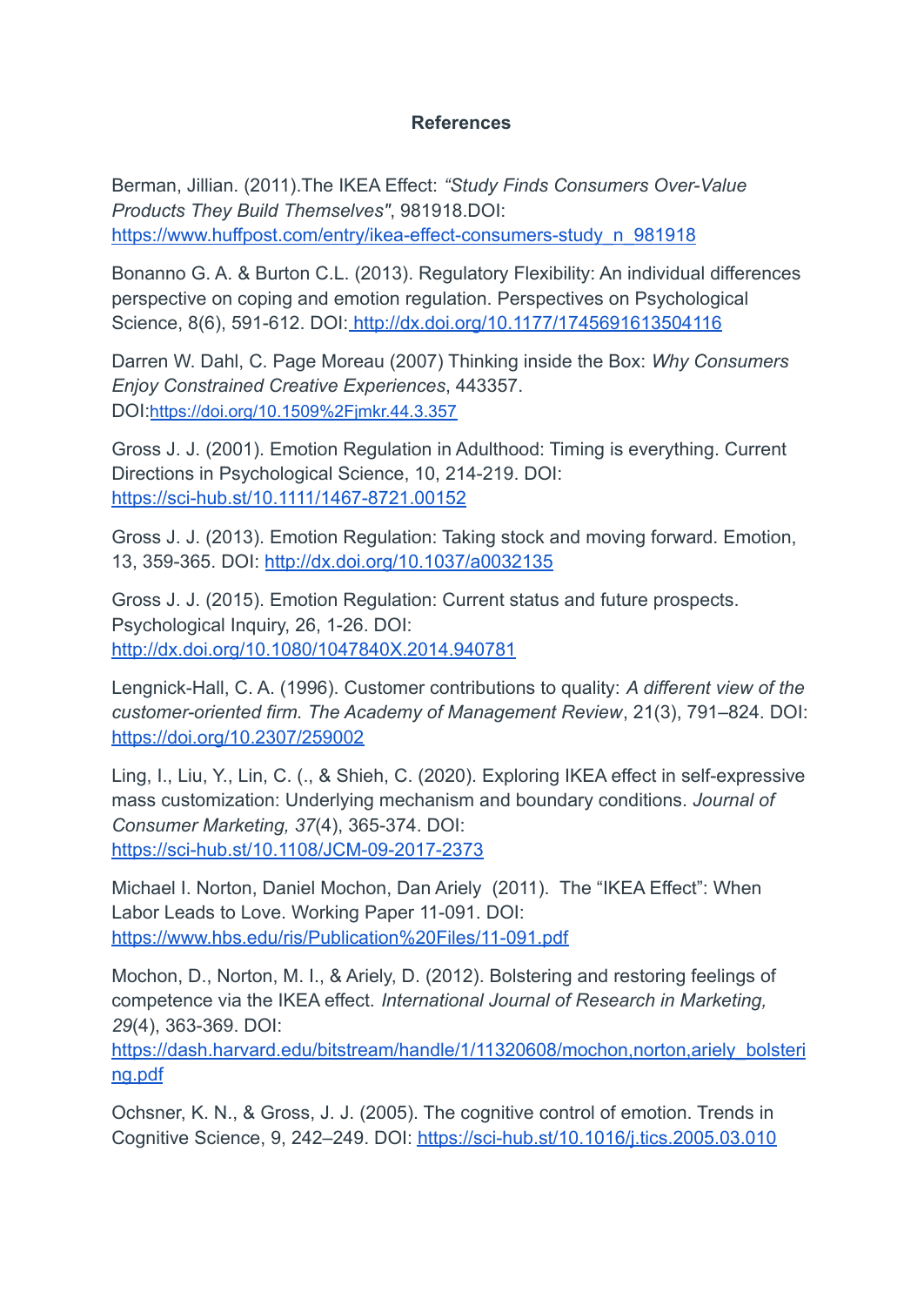**References**

Berman, Jillian. (2011).The IKEA Effect: *"Study Finds Consumers Over-Value Products They Build Themselves"*, 981918.DOI: https://www.huffpost.com/entry/ikea-effect-consumers-study_n_981918

Bonanno G. A. & Burton C.L. (2013). Regulatory Flexibility: An individual differences perspective on coping and emotion regulation. Perspectives on Psychological Science, 8(6), 591-612. DOI: http://dx.doi.org/10.1177/1745691613504116

Darren W. Dahl, C. Page Moreau (2007) Thinking inside the Box: *Why Consumers Enjoy Constrained Creative Experiences*, 443357. DOI:https://doi.org/10.1509%2Fjmkr.44.3.357

Gross J. J. (2001). Emotion Regulation in Adulthood: Timing is everything. Current Directions in Psychological Science, 10, 214-219. DOI: https://sci-hub.st/10.1111/1467-8721.00152

Gross J. J. (2013). Emotion Regulation: Taking stock and moving forward. Emotion, 13, 359-365. DOI: http://dx.doi.org/10.1037/a0032135

Gross J. J. (2015). Emotion Regulation: Current status and future prospects. Psychological Inquiry, 26, 1-26. DOI: http://dx.doi.org/10.1080/1047840X.2014.940781

Lengnick-Hall, C. A. (1996). Customer contributions to quality: *A different view of the customer-oriented firm. The Academy of Management Review*, 21(3), 791–824. DOI: https://doi.org/10.2307/259002

Ling, I., Liu, Y., Lin, C. (., & Shieh, C. (2020). Exploring IKEA effect in self-expressive mass customization: Underlying mechanism and boundary conditions. *Journal of Consumer Marketing, 37*(4), 365-374. DOI: https://sci-hub.st/10.1108/JCM-09-2017-2373

Michael I. Norton, Daniel Mochon, Dan Ariely (2011). The "IKEA Effect": When Labor Leads to Love. Working Paper 11-091. DOI: https://www.hbs.edu/ris/Publication%20Files/11-091.pdf

Mochon, D., Norton, M. I., & Ariely, D. (2012). Bolstering and restoring feelings of competence via the IKEA effect. *International Journal of Research in Marketing, 29*(4), 363-369. DOI: https://dash.harvard.edu/bitstream/handle/1/11320608/mochon,norton,ariely_bolstering.pdf

Ochsner, K. N., & Gross, J. J. (2005). The cognitive control of emotion. Trends in Cognitive Science, 9, 242–249. DOI: https://sci-hub.st/10.1016/j.tics.2005.03.010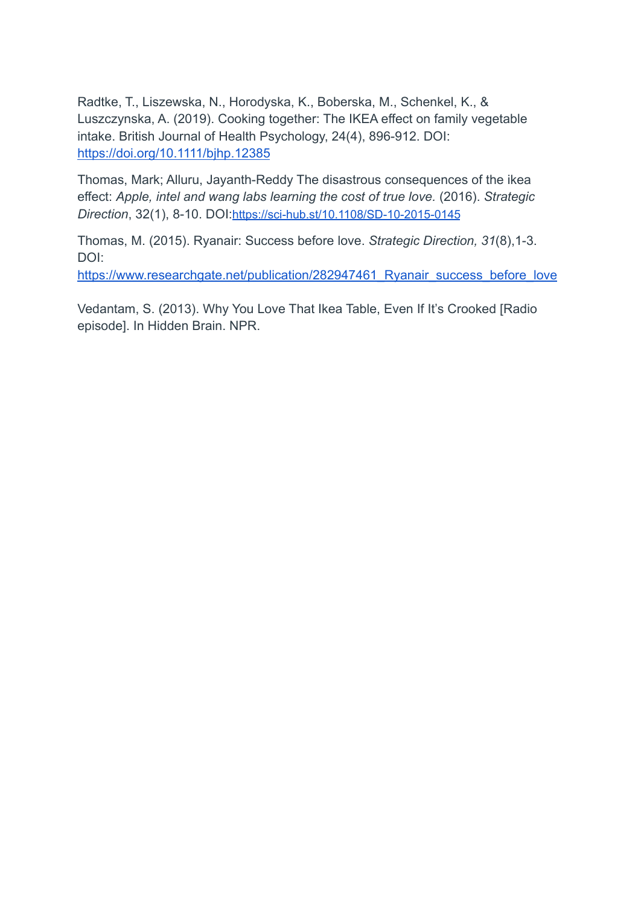Radtke, T., Liszewska, N., Horodyska, K., Boberska, M., Schenkel, K., & Luszczynska, A. (2019). Cooking together: The IKEA effect on family vegetable intake. British Journal of Health Psychology, 24(4), 896-912. DOI: https://doi.org/10.1111/bjhp.12385

Thomas, Mark; Alluru, Jayanth-Reddy The disastrous consequences of the ikea effect: *Apple, intel and wang labs learning the cost of true love.* (2016). *Strategic Direction*, 32(1), 8-10. DOI:https://sci-hub.st/10.1108/SD-10-2015-0145

Thomas, M. (2015). Ryanair: Success before love. *Strategic Direction, 31*(8),1-3. DOI: https://www.researchgate.net/publication/282947461_Ryanair_success_before_love

Vedantam, S. (2013). Why You Love That Ikea Table, Even If It's Crooked [Radio episode]. In Hidden Brain. NPR.